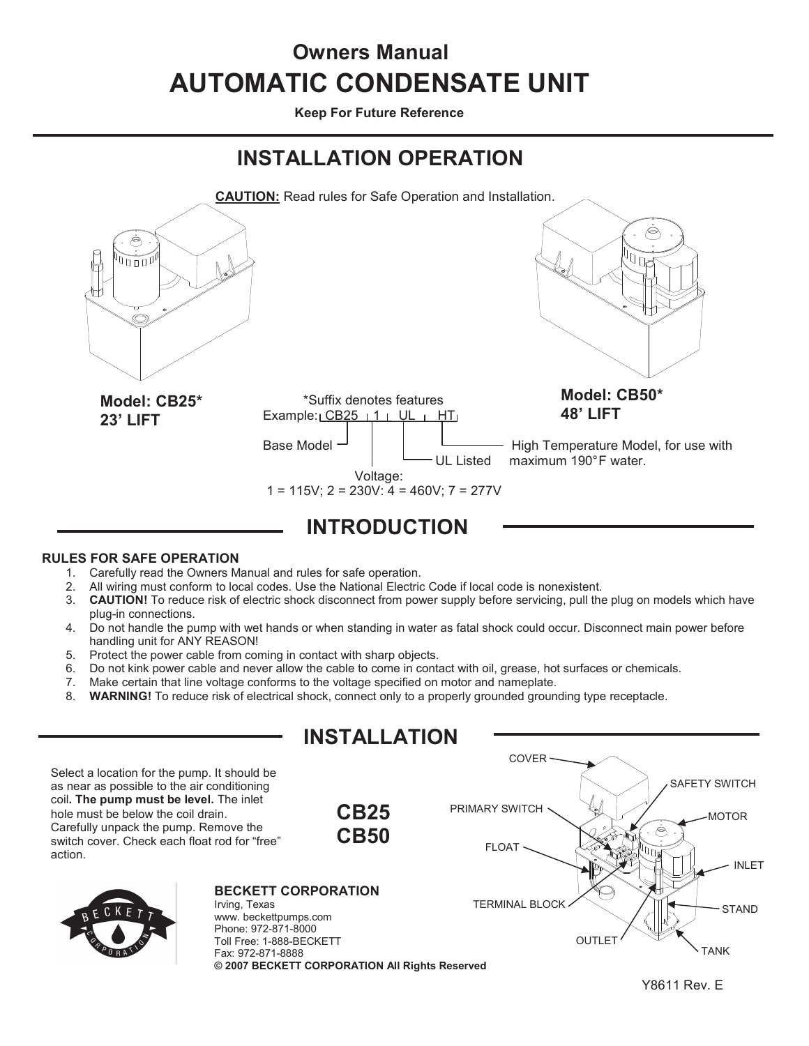# Owners Manual

# AUTOMATIC CONDENSATE UNIT

**Keep For Future Reference**

## INSTALLATION OPERATION

**CAUTION:** Read rules for Safe Operation and Installation.

**Model: CB25***
**23' LIFT**

*Suffix denotes features
Example: CB25 1 UL HT

- Base Model
- Voltage: 1 = 115V; 2 = 230V: 4 = 460V; 7 = 277V
- UL Listed
- High Temperature Model, for use with maximum 190°F water.

**Model: CB50***
**48' LIFT**

## INTRODUCTION

**RULES FOR SAFE OPERATION**

1. Carefully read the Owners Manual and rules for safe operation.
2. All wiring must conform to local codes. Use the National Electric Code if local code is nonexistent.
3. **CAUTION!** To reduce risk of electric shock disconnect from power supply before servicing, pull the plug on models which have plug-in connections.
4. Do not handle the pump with wet hands or when standing in water as fatal shock could occur. Disconnect main power before handling unit for ANY REASON!
5. Protect the power cable from coming in contact with sharp objects.
6. Do not kink power cable and never allow the cable to come in contact with oil, grease, hot surfaces or chemicals.
7. Make certain that line voltage conforms to the voltage specified on motor and nameplate.
8. **WARNING!** To reduce risk of electrical shock, connect only to a properly grounded grounding type receptacle.

## INSTALLATION

Select a location for the pump. It should be as near as possible to the air conditioning coil**. The pump must be level.** The inlet hole must be below the coil drain. Carefully unpack the pump. Remove the switch cover. Check each float rod for "free" action.

**CB25**
**CB50**

COVER, SAFETY SWITCH, PRIMARY SWITCH, MOTOR, FLOAT, INLET, TERMINAL BLOCK, STAND, OUTLET, TANK

**BECKETT CORPORATION**
Irving, Texas
www. beckettpumps.com
Phone: 972-871-8000
Toll Free: 1-888-BECKETT
Fax: 972-871-8888
**© 2007 BECKETT CORPORATION All Rights Reserved**

Y8611 Rev. E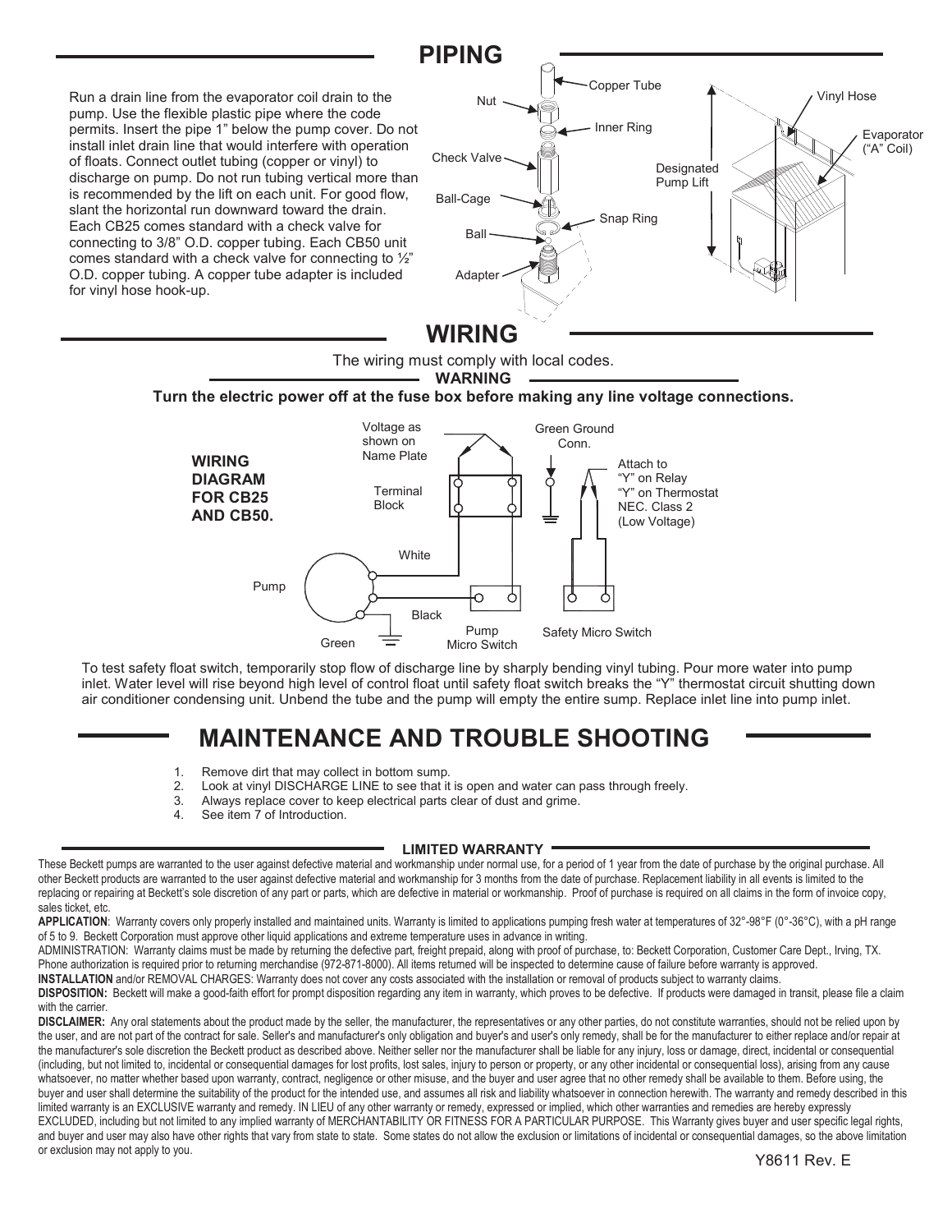## PIPING

Run a drain line from the evaporator coil drain to the pump. Use the flexible plastic pipe where the code permits. Insert the pipe 1" below the pump cover. Do not install inlet drain line that would interfere with operation of floats. Connect outlet tubing (copper or vinyl) to discharge on pump. Do not run tubing vertical more than is recommended by the lift on each unit. For good flow, slant the horizontal run downward toward the drain. Each CB25 comes standard with a check valve for connecting to 3/8" O.D. copper tubing. Each CB50 unit comes standard with a check valve for connecting to ½" O.D. copper tubing. A copper tube adapter is included for vinyl hose hook-up.

Copper Tube
Nut
Inner Ring
Check Valve
Ball-Cage
Snap Ring
Ball
Adapter
Designated Pump Lift
Vinyl Hose
Evaporator ("A" Coil)

## WIRING

The wiring must comply with local codes.

**WARNING**

**Turn the electric power off at the fuse box before making any line voltage connections.**

**WIRING DIAGRAM FOR CB25 AND CB50.**

Voltage as shown on Name Plate
Terminal Block
Green Ground Conn.
Attach to "Y" on Relay "Y" on Thermostat NEC. Class 2 (Low Voltage)
White
Pump
Black
Green
Pump Micro Switch
Safety Micro Switch

To test safety float switch, temporarily stop flow of discharge line by sharply bending vinyl tubing. Pour more water into pump inlet. Water level will rise beyond high level of control float until safety float switch breaks the "Y" thermostat circuit shutting down air conditioner condensing unit. Unbend the tube and the pump will empty the entire sump. Replace inlet line into pump inlet.

## MAINTENANCE AND TROUBLE SHOOTING

1. Remove dirt that may collect in bottom sump.
2. Look at vinyl DISCHARGE LINE to see that it is open and water can pass through freely.
3. Always replace cover to keep electrical parts clear of dust and grime.
4. See item 7 of Introduction.

### LIMITED WARRANTY

These Beckett pumps are warranted to the user against defective material and workmanship under normal use, for a period of 1 year from the date of purchase by the original purchase. All other Beckett products are warranted to the user against defective material and workmanship for 3 months from the date of purchase. Replacement liability in all events is limited to the replacing or repairing at Beckett's sole discretion of any part or parts, which are defective in material or workmanship. Proof of purchase is required on all claims in the form of invoice copy, sales ticket, etc.

**APPLICATION**: Warranty covers only properly installed and maintained units. Warranty is limited to applications pumping fresh water at temperatures of 32°-98°F (0°-36°C), with a pH range of 5 to 9. Beckett Corporation must approve other liquid applications and extreme temperature uses in advance in writing.

ADMINISTRATION: Warranty claims must be made by returning the defective part, freight prepaid, along with proof of purchase, to: Beckett Corporation, Customer Care Dept., Irving, TX. Phone authorization is required prior to returning merchandise (972-871-8000). All items returned will be inspected to determine cause of failure before warranty is approved.

**INSTALLATION** and/or REMOVAL CHARGES: Warranty does not cover any costs associated with the installation or removal of products subject to warranty claims.

**DISPOSITION:** Beckett will make a good-faith effort for prompt disposition regarding any item in warranty, which proves to be defective. If products were damaged in transit, please file a claim with the carrier.

**DISCLAIMER:** Any oral statements about the product made by the seller, the manufacturer, the representatives or any other parties, do not constitute warranties, should not be relied upon by the user, and are not part of the contract for sale. Seller's and manufacturer's only obligation and buyer's and user's only remedy, shall be for the manufacturer to either replace and/or repair at the manufacturer's sole discretion the Beckett product as described above. Neither seller nor the manufacturer shall be liable for any injury, loss or damage, direct, incidental or consequential (including, but not limited to, incidental or consequential damages for lost profits, lost sales, injury to person or property, or any other incidental or consequential loss), arising from any cause whatsoever, no matter whether based upon warranty, contract, negligence or other misuse, and the buyer and user agree that no other remedy shall be available to them. Before using, the buyer and user shall determine the suitability of the product for the intended use, and assumes all risk and liability whatsoever in connection herewith. The warranty and remedy described in this limited warranty is an EXCLUSIVE warranty and remedy. IN LIEU of any other warranty or remedy, expressed or implied, which other warranties and remedies are hereby expressly EXCLUDED, including but not limited to any implied warranty of MERCHANTABILITY OR FITNESS FOR A PARTICULAR PURPOSE. This Warranty gives buyer and user specific legal rights, and buyer and user may also have other rights that vary from state to state. Some states do not allow the exclusion or limitations of incidental or consequential damages, so the above limitation or exclusion may not apply to you.

Y8611 Rev. E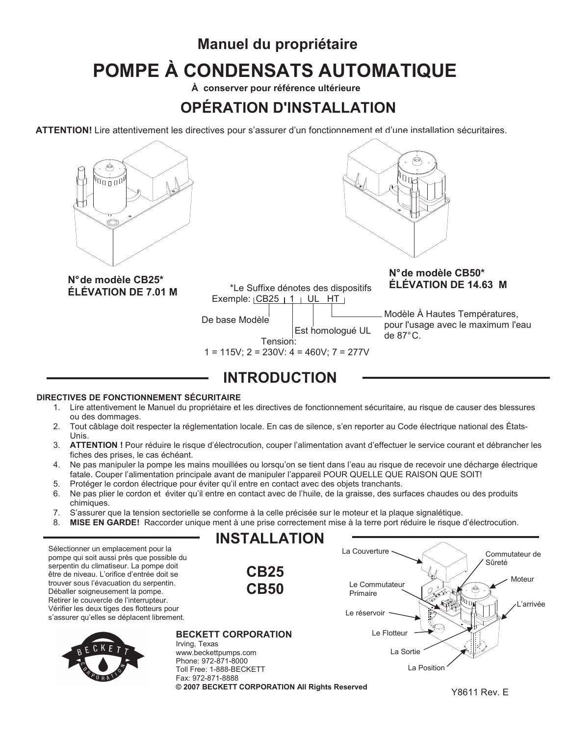# Manuel du propriétaire

# POMPE À CONDENSATS AUTOMATIQUE

**À conserver pour référence ultérieure**

## OPÉRATION D'INSTALLATION

**ATTENTION!** Lire attentivement les directives pour s'assurer d'un fonctionnement et d'une installation sécuritaires.

**N° de modèle CB25***
**ÉLÉVATION DE 7.01 M**

**N° de modèle CB50***
**ÉLÉVATION DE 14.63 M**

*Le Suffixe dénotes des dispositifs
Exemple: CB25 1 UL HT

De base Modèle

Tension:
1 = 115V; 2 = 230V: 4 = 460V; 7 = 277V

Est homologué UL

Modèle À Hautes Températures, pour l'usage avec le maximum l'eau de 87°C.

## INTRODUCTION

**DIRECTIVES DE FONCTIONNEMENT SÉCURITAIRE**

1. Lire attentivement le Manuel du propriétaire et les directives de fonctionnement sécuritaire, au risque de causer des blessures ou des dommages.
2. Tout câblage doit respecter la réglementation locale. En cas de silence, s'en reporter au Code électrique national des États-Unis.
3. **ATTENTION !** Pour réduire le risque d'électrocution, couper l'alimentation avant d'effectuer le service courant et débrancher les fiches des prises, le cas échéant.
4. Ne pas manipuler la pompe les mains mouillées ou lorsqu'on se tient dans l'eau au risque de recevoir une décharge électrique fatale. Couper l'alimentation principale avant de manipuler l'appareil POUR QUELLE QUE RAISON QUE SOIT!
5. Protéger le cordon électrique pour éviter qu'il entre en contact avec des objets tranchants.
6. Ne pas plier le cordon et éviter qu'il entre en contact avec de l'huile, de la graisse, des surfaces chaudes ou des produits chimiques.
7. S'assurer que la tension sectorielle se conforme à la celle précisée sur le moteur et la plaque signalétique.
8. **MISE EN GARDE!** Raccorder unique ment à une prise correctement mise à la terre port réduire le risque d'électrocution.

## INSTALLATION

**CB25**
**CB50**

Sélectionner un emplacement pour la pompe qui soit aussi près que possible du serpentin du climatiseur. La pompe doit être de niveau. L'orifice d'entrée doit se trouver sous l'évacuation du serpentin. Déballer soigneusement la pompe. Retirer le couvercle de l'interrupteur. Vérifier les deux tiges des flotteurs pour s'assurer qu'elles se déplacent librement.

La Couverture
Commutateur de Sûreté
Moteur
Le Commutateur Primaire
L'arrivée
Le réservoir
Le Flotteur
La Sortie
La Position

**BECKETT CORPORATION**
Irving, Texas
www.beckettpumps.com
Phone: 972-871-8000
Toll Free: 1-888-BECKETT
Fax: 972-871-8888
**© 2007 BECKETT CORPORATION All Rights Reserved**

Y8611 Rev. E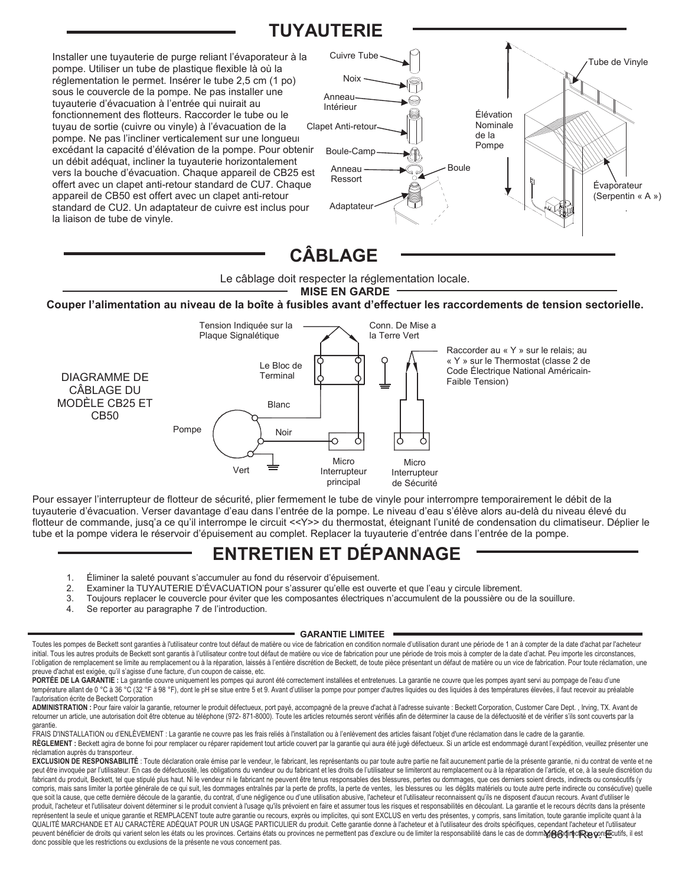## TUYAUTERIE

Installer une tuyauterie de purge reliant l'évaporateur à la pompe. Utiliser un tube de plastique flexible là où la réglementation le permet. Insérer le tube 2,5 cm (1 po) sous le couvercle de la pompe. Ne pas installer une tuyauterie d'évacuation à l'entrée qui nuirait au fonctionnement des flotteurs. Raccorder le tube ou le tuyau de sortie (cuivre ou vinyle) à l'évacuation de la pompe. Ne pas l'incliner verticalement sur une longueur excédant la capacité d'élévation de la pompe. Pour obtenir un débit adéquat, incliner la tuyauterie horizontalement vers la bouche d'évacuation. Chaque appareil de CB25 est offert avec un clapet anti-retour standard de CU7. Chaque appareil de CB50 est offert avec un clapet anti-retour standard de CU2. Un adaptateur de cuivre est inclus pour la liaison de tube de vinyle.

Cuivre Tube
Noix
Anneau Intérieur
Clapet Anti-retour
Boule-Camp
Anneau Ressort
Boule
Adaptateur
Tube de Vinyle
Élévation Nominale de la Pompe
Évaporateur (Serpentin « A »)

## CÂBLAGE

Le câblage doit respecter la réglementation locale.

**MISE EN GARDE**

**Couper l'alimentation au niveau de la boîte à fusibles avant d'effectuer les raccordements de tension sectorielle.**

DIAGRAMME DE CÂBLAGE DU MODÈLE CB25 ET CB50

Tension Indiquée sur la Plaque Signalétique
Conn. De Mise a la Terre Vert
Raccorder au « Y » sur le relais; au « Y » sur le Thermostat (classe 2 de Code Électrique National Américain-Faible Tension)
Le Bloc de Terminal
Blanc
Pompe
Noir
Vert
Micro Interrupteur principal
Micro Interrupteur de Sécurité

Pour essayer l'interrupteur de flotteur de sécurité, plier fermement le tube de vinyle pour interrompre temporairement le débit de la tuyauterie d'évacuation. Verser davantage d'eau dans l'entrée de la pompe. Le niveau d'eau s'élève alors au-delà du niveau élevé du flotteur de commande, jusq'a ce qu'il interrompe le circuit <<Y>> du thermostat, éteignant l'unité de condensation du climatiseur. Déplier le tube et la pompe videra le réservoir d'épuisement au complet. Replacer la tuyauterie d'entrée dans l'entrée de la pompe.

## ENTRETIEN ET DÉPANNAGE

1. Éliminer la saleté pouvant s'accumuler au fond du réservoir d'épuisement.
2. Examiner la TUYAUTERIE D'ÉVACUATION pour s'assurer qu'elle est ouverte et que l'eau y circule librement.
3. Toujours replacer le couvercle pour éviter que les composantes électriques n'accumulent de la poussière ou de la souillure.
4. Se reporter au paragraphe 7 de l'introduction.

### GARANTIE LIMITEE

Toutes les pompes de Beckett sont garanties à l'utilisateur contre tout défaut de matière ou vice de fabrication en condition normale d'utilisation durant une période de 1 an à compter de la date d'achat par l'acheteur initial. Tous les autres produits de Beckett sont garantis à l'utilisateur contre tout défaut de matière ou vice de fabrication pour une période de trois mois à compter de la date d'achat. Peu importe les circonstances, l'obligation de remplacement se limite au remplacement ou à la réparation, laissés à l'entière discrétion de Beckett, de toute pièce présentant un défaut de matière ou un vice de fabrication. Pour toute réclamation, une preuve d'achat est exigée, qu'il s'agisse d'une facture, d'un coupon de caisse, etc.

**PORTÉE DE LA GARANTIE :** La garantie couvre uniquement les pompes qui auront été correctement installées et entretenues. La garantie ne couvre que les pompes ayant servi au pompage de l'eau d'une température allant de 0 °C à 36 °C (32 °F à 98 °F), dont le pH se situe entre 5 et 9. Avant d'utiliser la pompe pour pomper d'autres liquides ou des liquides à des températures élevées, il faut recevoir au préalable l'autorisation écrite de Beckett Corporation

**ADMINISTRATION :** Pour faire valoir la garantie, retourner le produit défectueux, port payé, accompagné de la preuve d'achat à l'adresse suivante : Beckett Corporation, Customer Care Dept. , Irving, TX. Avant de retourner un article, une autorisation doit être obtenue au téléphone (972- 871-8000). Toute les articles retournés seront vérifiés afin de déterminer la cause de la défectuosité et de vérifier s'ils sont couverts par la garantie.

FRAIS D'INSTALLATION ou d'ENLÈVEMENT : La garantie ne couvre pas les frais reliés à l'installation ou à l'enlèvement des articles faisant l'objet d'une réclamation dans le cadre de la garantie.

**RÈGLEMENT :** Beckett agira de bonne foi pour remplacer ou réparer rapidement tout article couvert par la garantie qui aura été jugé défectueux. Si un article est endommagé durant l'expédition, veuillez présenter une réclamation auprès du transporteur.

**EXCLUSION DE RESPONSABILITÉ** : Toute déclaration orale émise par le vendeur, le fabricant, les représentants ou par toute autre partie ne fait aucunement partie de la présente garantie, ni du contrat de vente et ne peut être invoquée par l'utilisateur. En cas de défectuosité, les obligations du vendeur ou du fabricant et les droits de l'utilisateur se limiteront au remplacement ou à la réparation de l'article, et ce, à la seule discrétion du fabricant du produit, Beckett, tel que stipulé plus haut. Ni le vendeur ni le fabricant ne peuvent être tenus responsables des blessures, pertes ou dommages, que ces derniers soient directs, indirects ou consécutifs (y compris, mais sans limiter la portée générale de ce qui suit, les dommages entraînés par la perte de profits, la perte de ventes, les blessures ou les dégâts matériels ou toute autre perte indirecte ou consécutive) quelle que soit la cause, que cette dernière découle de la garantie, du contrat, d'une négligence ou d'une utilisation abusive, l'acheteur et l'utilisateur reconnaissent qu'ils ne disposent d'aucun recours. Avant d'utiliser le produit, l'acheteur et l'utilisateur doivent déterminer si le produit convient à l'usage qu'ils prévoient en faire et assumer tous les risques et responsabilités en découlant. La garantie et le recours décrits dans la présente représentent la seule et unique garantie et REMPLACENT toute autre garantie ou recours, exprès ou implicites, qui sont EXCLUS en vertu des présentes, y compris, sans limitation, toute garantie implicite quant à la QUALITÉ MARCHANDE ET AU CARACTÈRE ADÉQUAT POUR UN USAGE PARTICULIER du produit. Cette garantie donne à l'acheteur et à l'utilisateur des droits spécifiques, cependant l'acheteur et l'utilisateur peuvent bénéficier de droits qui varient selon les états ou les provinces. Certains états ou provinces ne permettent pas d'exclure ou de limiter la responsabilité dans le cas de dommages directs ou consécutifs, il est donc possible que les restrictions ou exclusions de la présente ne vous concernent pas.

Y861 Rev. E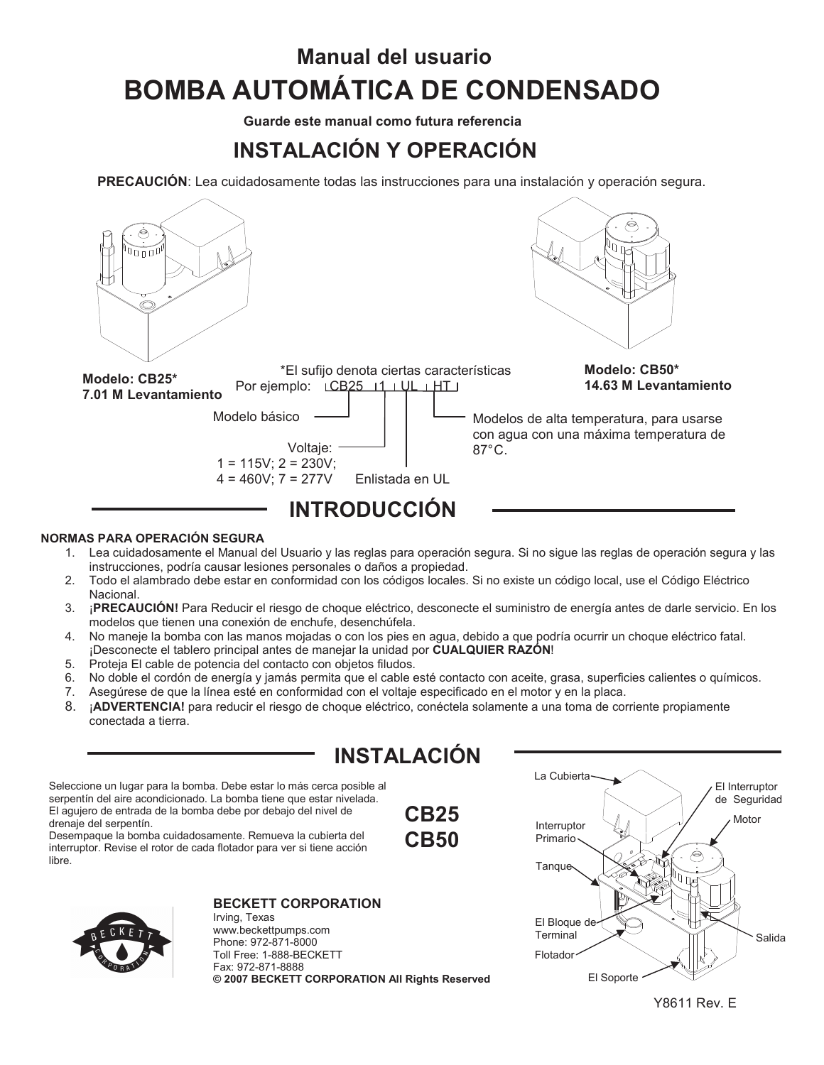# Manual del usuario

# BOMBA AUTOMÁTICA DE CONDENSADO

**Guarde este manual como futura referencia**

## INSTALACIÓN Y OPERACIÓN

**PRECAUCIÓN**: Lea cuidadosamente todas las instrucciones para una instalación y operación segura.

**Modelo: CB25***
**7.01 M Levantamiento**

**Modelo: CB50***
**14.63 M Levantamiento**

*El sufijo denota ciertas características

Por ejemplo: CB25 1 UL HT

- Modelo básico: CB25
- Voltaje: 1 = 115V; 2 = 230V; 4 = 460V; 7 = 277V
- Enlistada en UL
- Modelos de alta temperatura, para usarse con agua con una máxima temperatura de 87°C.

## INTRODUCCIÓN

**NORMAS PARA OPERACIÓN SEGURA**

1. Lea cuidadosamente el Manual del Usuario y las reglas para operación segura. Si no sigue las reglas de operación segura y las instrucciones, podría causar lesiones personales o daños a propiedad.
2. Todo el alambrado debe estar en conformidad con los códigos locales. Si no existe un código local, use el Código Eléctrico Nacional.
3. ¡**PRECAUCIÓN!** Para Reducir el riesgo de choque eléctrico, desconecte el suministro de energía antes de darle servicio. En los modelos que tienen una conexión de enchufe, desenchúfela.
4. No maneje la bomba con las manos mojadas o con los pies en agua, debido a que podría ocurrir un choque eléctrico fatal. ¡Desconecte el tablero principal antes de manejar la unidad por **CUALQUIER RAZÓN**!
5. Proteja El cable de potencia del contacto con objetos filudos.
6. No doble el cordón de energía y jamás permita que el cable esté contacto con aceite, grasa, superficies calientes o químicos.
7. Asegúrese de que la línea esté en conformidad con el voltaje especificado en el motor y en la placa.
8. ¡**ADVERTENCIA!** para reducir el riesgo de choque eléctrico, conéctela solamente a una toma de corriente propiamente conectada a tierra.

## INSTALACIÓN

Seleccione un lugar para la bomba. Debe estar lo más cerca posible al serpentín del aire acondicionado. La bomba tiene que estar nivelada. El agujero de entrada de la bomba debe por debajo del nivel de drenaje del serpentín.

Desempaque la bomba cuidadosamente. Remueva la cubierta del interruptor. Revise el rotor de cada flotador para ver si tiene acción libre.

**CB25**
**CB50**

La Cubierta · El Interruptor de Seguridad · Motor · Interruptor Primario · Tanque · El Bloque de Terminal · Flotador · El Soporte · Salida

**BECKETT CORPORATION**
Irving, Texas
www.beckettpumps.com
Phone: 972-871-8000
Toll Free: 1-888-BECKETT
Fax: 972-871-8888
**© 2007 BECKETT CORPORATION All Rights Reserved**

Y8611 Rev. E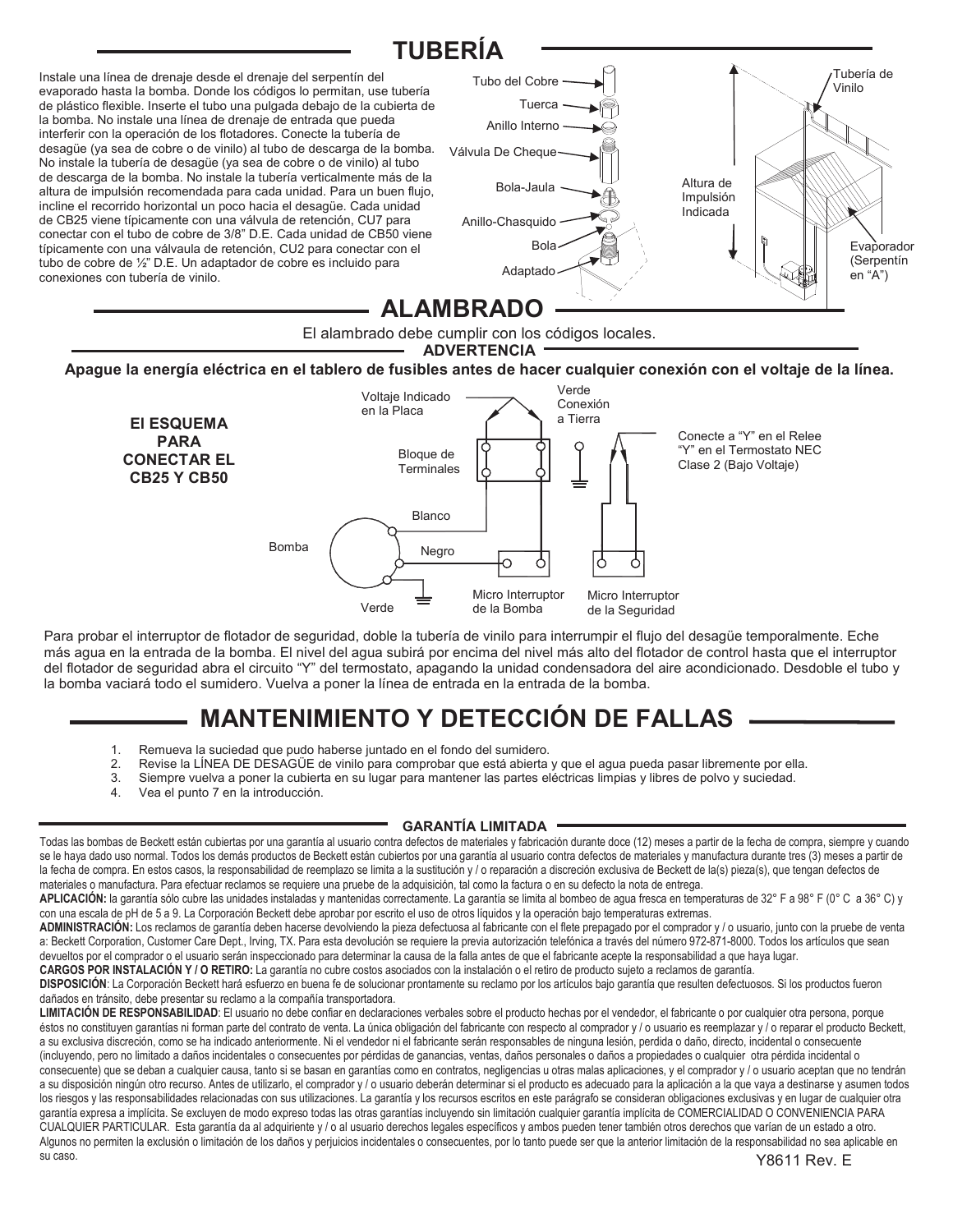## TUBERÍA

Instale una línea de drenaje desde el drenaje del serpentín del evaporado hasta la bomba. Donde los códigos lo permitan, use tubería de plástico flexible. Inserte el tubo una pulgada debajo de la cubierta de la bomba. No instale una línea de drenaje de entrada que pueda interferir con la operación de los flotadores. Conecte la tubería de desagüe (ya sea de cobre o de vinilo) al tubo de descarga de la bomba. No instale la tubería de desagüe (ya sea de cobre o de vinilo) al tubo de descarga de la bomba. No instale la tubería verticalmente más de la altura de impulsión recomendada para cada unidad. Para un buen flujo, incline el recorrido horizontal un poco hacia el desagüe. Cada unidad de CB25 viene típicamente con una válvula de retención, CU7 para conectar con el tubo de cobre de 3/8" D.E. Cada unidad de CB50 viene típicamente con una válvaula de retención, CU2 para conectar con el tubo de cobre de ½" D.E. Un adaptador de cobre es incluido para conexiones con tubería de vinilo.

Tubo del Cobre
Tuerca
Anillo Interno
Válvula De Cheque
Bola-Jaula
Anillo-Chasquido
Bola
Adaptado

Tubería de Vinilo
Altura de Impulsión Indicada
Evaporador (Serpentín en "A")

## ALAMBRADO

El alambrado debe cumplir con los códigos locales.

**ADVERTENCIA**

**Apague la energía eléctrica en el tablero de fusibles antes de hacer cualquier conexión con el voltaje de la línea.**

**El ESQUEMA PARA CONECTAR EL CB25 Y CB50**

Voltaje Indicado en la Placa
Verde Conexión a Tierra
Bloque de Terminales
Conecte a "Y" en el Relee "Y" en el Termostato NEC Clase 2 (Bajo Voltaje)
Blanco
Bomba
Negro
Verde
Micro Interruptor de la Bomba
Micro Interruptor de la Seguridad

Para probar el interruptor de flotador de seguridad, doble la tubería de vinilo para interrumpir el flujo del desagüe temporalmente. Eche más agua en la entrada de la bomba. El nivel del agua subirá por encima del nivel más alto del flotador de control hasta que el interruptor del flotador de seguridad abra el circuito "Y" del termostato, apagando la unidad condensadora del aire acondicionado. Desdoble el tubo y la bomba vaciará todo el sumidero. Vuelva a poner la línea de entrada en la entrada de la bomba.

## MANTENIMIENTO Y DETECCIÓN DE FALLAS

1. Remueva la suciedad que pudo haberse juntado en el fondo del sumidero.
2. Revise la LÍNEA DE DESAGÜE de vinilo para comprobar que está abierta y que el agua pueda pasar libremente por ella.
3. Siempre vuelva a poner la cubierta en su lugar para mantener las partes eléctricas limpias y libres de polvo y suciedad.
4. Vea el punto 7 en la introducción.

### GARANTÍA LIMITADA

Todas las bombas de Beckett están cubiertas por una garantía al usuario contra defectos de materiales y fabricación durante doce (12) meses a partir de la fecha de compra, siempre y cuando se le haya dado uso normal. Todos los demás productos de Beckett están cubiertos por una garantía al usuario contra defectos de materiales y manufactura durante tres (3) meses a partir de la fecha de compra. En estos casos, la responsabilidad de reemplazo se limita a la sustitución y / o reparación a discreción exclusiva de Beckett de la(s) pieza(s), que tengan defectos de materiales o manufactura. Para efectuar reclamos se requiere una pruebe de la adquisición, tal como la factura o en su defecto la nota de entrega.

**APLICACIÓN:** la garantía sólo cubre las unidades instaladas y mantenidas correctamente. La garantía se limita al bombeo de agua fresca en temperaturas de 32° F a 98° F (0° C a 36° C) y con una escala de pH de 5 a 9. La Corporación Beckett debe aprobar por escrito el uso de otros líquidos y la operación bajo temperaturas extremas.

**ADMINISTRACIÓN:** Los reclamos de garantía deben hacerse devolviendo la pieza defectuosa al fabricante con el flete prepagado por el comprador y / o usuario, junto con la pruebe de venta a: Beckett Corporation, Customer Care Dept., Irving, TX. Para esta devolución se requiere la previa autorización telefónica a través del número 972-871-8000. Todos los artículos que sean devueltos por el comprador o el usuario serán inspeccionados para determinar la causa de la falla antes de que el fabricante acepte la responsabilidad a que haya lugar.

**CARGOS POR INSTALACIÓN Y / O RETIRO:** La garantía no cubre costos asociados con la instalación o el retiro de producto sujeto a reclamos de garantía.

**DISPOSICIÓN**: La Corporación Beckett hará esfuerzo en buena fe de solucionar prontamente su reclamo por los artículos bajo garantía que resulten defectuosos. Si los productos fueron dañados en tránsito, debe presentar su reclamo a la compañía transportadora.

**LIMITACIÓN DE RESPONSABILIDAD**: El usuario no debe confiar en declaraciones verbales sobre el producto hechas por el vendedor, el fabricante o por cualquier otra persona, porque éstos no constituyen garantías ni forman parte del contrato de venta. La única obligación del fabricante con respecto al comprador y / o usuario es reemplazar y / o reparar el producto Beckett, a su exclusiva discreción, como se ha indicado anteriormente. Ni el vendedor ni el fabricante serán responsables de ninguna lesión, perdida o daño, directo, incidental o consecuente (incluyendo, pero no limitado a daños incidentales o consecuentes por pérdidas de ganancias, ventas, daños personales o daños a propiedades o cualquier otra pérdida incidental o consecuente) que se deban a cualquier causa, tanto si se basan en garantías como en contratos, negligencias u otras malas aplicaciones, y el comprador y / o usuario aceptan que no tendrán a su disposición ningún otro recurso. Antes de utilizarlo, el comprador y / o usuario deberán determinar si el producto es adecuado para la aplicación a la que vaya a destinarse y asumen todos los riesgos y las responsabilidades relacionadas con sus utilizaciones. La garantía y los recursos escritos en este parágrafo se consideran obligaciones exclusivas y en lugar de cualquier otra garantía expresa a implícita. Se excluyen de modo expreso todas las otras garantías incluyendo sin limitación cualquier garantía implícita de COMERCIALIDAD O CONVENIENCIA PARA CUALQUIER PARTICULAR. Esta garantía da al adquiriente y / o al usuario derechos legales específicos y ambos pueden tener también otros derechos que varían de un estado a otro. Algunos no permiten la exclusión o limitación de los daños y perjuicios incidentales o consecuentes, por lo tanto puede ser que la anterior limitación de la responsabilidad no sea aplicable en su caso.

Y8611 Rev. E